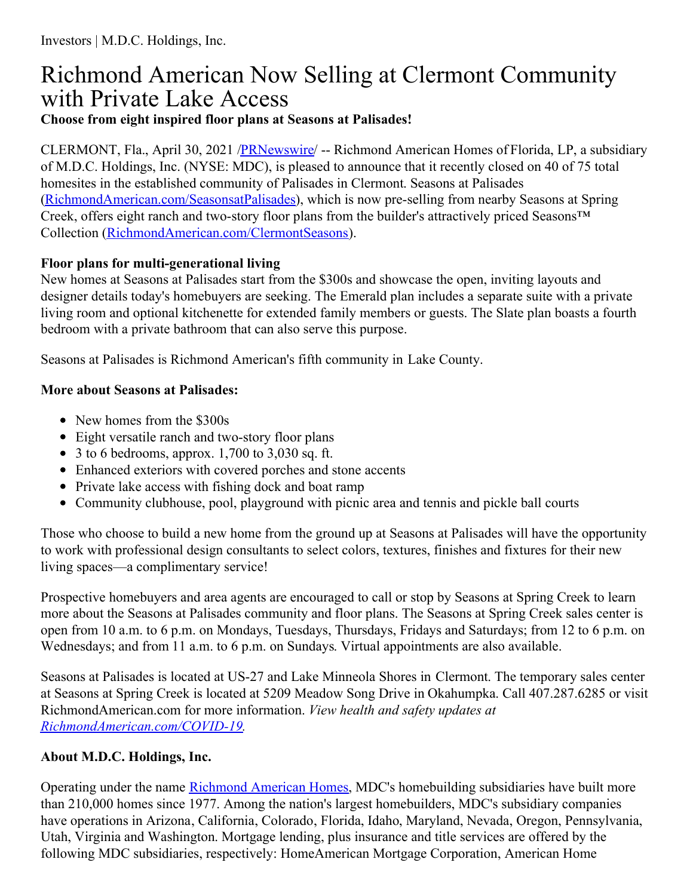Investors | M.D.C. Holdings, Inc.

# Richmond American Now Selling at Clermont Community with Private Lake Access

**Choose from eight inspired floor plans at Seasons at Palisades!**

CLERMONT, Fla., April 30, 2021 /PRNewswire/ -- Richmond American Homes of Florida, LP, a subsidiary of M.D.C. Holdings, Inc. (NYSE: MDC), is pleased to announce that it recently closed on 40 of 75 total homesites in the established community of Palisades in Clermont. Seasons at Palisades (RichmondAmerican.com/SeasonsatPalisades), which is now pre-selling from nearby Seasons at Spring Creek, offers eight ranch and two-story floor plans from the builder's attractively priced Seasons™ Collection (RichmondAmerican.com/ClermontSeasons).

**Floor plans for multi-generational living**

New homes at Seasons at Palisades start from the $300s and showcase the open, inviting layouts and designer details today's homebuyers are seeking. The Emerald plan includes a separate suite with a private living room and optional kitchenette for extended family members or guests. The Slate plan boasts a fourth bedroom with a private bathroom that can also serve this purpose.

Seasons at Palisades is Richmond American's fifth community in Lake County.

**More about Seasons at Palisades:**

- New homes from the $300s
- Eight versatile ranch and two-story floor plans
- 3 to 6 bedrooms, approx. 1,700 to 3,030 sq. ft.
- Enhanced exteriors with covered porches and stone accents
- Private lake access with fishing dock and boat ramp
- Community clubhouse, pool, playground with picnic area and tennis and pickle ball courts

Those who choose to build a new home from the ground up at Seasons at Palisades will have the opportunity to work with professional design consultants to select colors, textures, finishes and fixtures for their new living spaces—a complimentary service!

Prospective homebuyers and area agents are encouraged to call or stop by Seasons at Spring Creek to learn more about the Seasons at Palisades community and floor plans. The Seasons at Spring Creek sales center is open from 10 a.m. to 6 p.m. on Mondays, Tuesdays, Thursdays, Fridays and Saturdays; from 12 to 6 p.m. on Wednesdays; and from 11 a.m. to 6 p.m. on Sundays. Virtual appointments are also available.

Seasons at Palisades is located at US-27 and Lake Minneola Shores in Clermont. The temporary sales center at Seasons at Spring Creek is located at 5209 Meadow Song Drive in Okahumpka. Call 407.287.6285 or visit RichmondAmerican.com for more information. *View health and safety updates at RichmondAmerican.com/COVID-19.*

**About M.D.C. Holdings, Inc.**

Operating under the name Richmond American Homes, MDC's homebuilding subsidiaries have built more than 210,000 homes since 1977. Among the nation's largest homebuilders, MDC's subsidiary companies have operations in Arizona, California, Colorado, Florida, Idaho, Maryland, Nevada, Oregon, Pennsylvania, Utah, Virginia and Washington. Mortgage lending, plus insurance and title services are offered by the following MDC subsidiaries, respectively: HomeAmerican Mortgage Corporation, American Home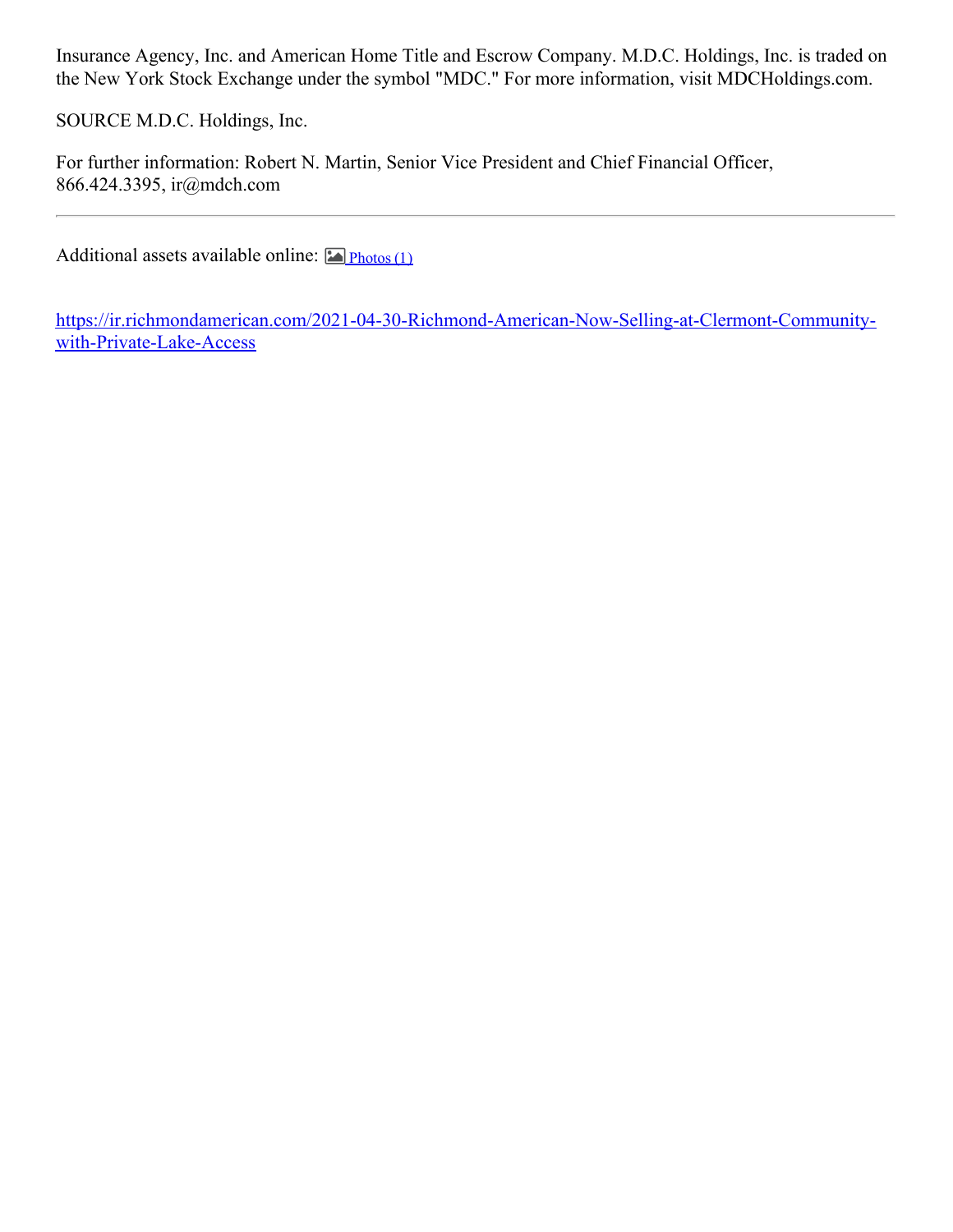Insurance Agency, Inc. and American Home Title and Escrow Company. M.D.C. Holdings, Inc. is traded on the New York Stock Exchange under the symbol "MDC." For more information, visit MDCHoldings.com.

SOURCE M.D.C. Holdings, Inc.

For further information: Robert N. Martin, Senior Vice President and Chief Financial Officer, 866.424.3395, ir@mdch.com

---

Additional assets available online: Photos (1)

https://ir.richmondamerican.com/2021-04-30-Richmond-American-Now-Selling-at-Clermont-Community-with-Private-Lake-Access